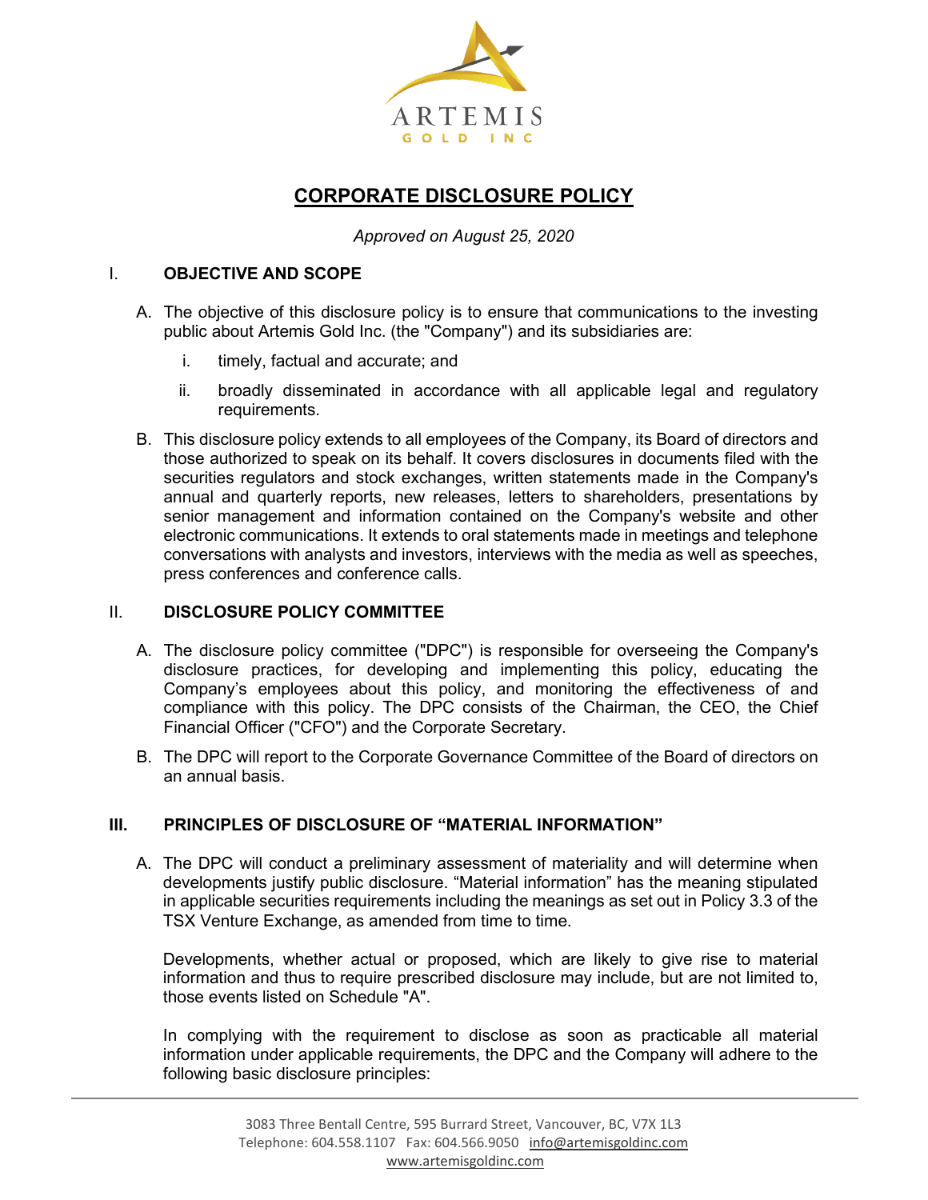ARTEMIS
GOLD INC

# CORPORATE DISCLOSURE POLICY

*Approved on August 25, 2020*

## I. OBJECTIVE AND SCOPE

A. The objective of this disclosure policy is to ensure that communications to the investing public about Artemis Gold Inc. (the "Company") and its subsidiaries are:

   i. timely, factual and accurate; and

   ii. broadly disseminated in accordance with all applicable legal and regulatory requirements.

B. This disclosure policy extends to all employees of the Company, its Board of directors and those authorized to speak on its behalf. It covers disclosures in documents filed with the securities regulators and stock exchanges, written statements made in the Company's annual and quarterly reports, new releases, letters to shareholders, presentations by senior management and information contained on the Company's website and other electronic communications. It extends to oral statements made in meetings and telephone conversations with analysts and investors, interviews with the media as well as speeches, press conferences and conference calls.

## II. DISCLOSURE POLICY COMMITTEE

A. The disclosure policy committee ("DPC") is responsible for overseeing the Company's disclosure practices, for developing and implementing this policy, educating the Company's employees about this policy, and monitoring the effectiveness of and compliance with this policy. The DPC consists of the Chairman, the CEO, the Chief Financial Officer ("CFO") and the Corporate Secretary.

B. The DPC will report to the Corporate Governance Committee of the Board of directors on an annual basis.

## III. PRINCIPLES OF DISCLOSURE OF "MATERIAL INFORMATION"

A. The DPC will conduct a preliminary assessment of materiality and will determine when developments justify public disclosure. "Material information" has the meaning stipulated in applicable securities requirements including the meanings as set out in Policy 3.3 of the TSX Venture Exchange, as amended from time to time.

Developments, whether actual or proposed, which are likely to give rise to material information and thus to require prescribed disclosure may include, but are not limited to, those events listed on Schedule "A".

In complying with the requirement to disclose as soon as practicable all material information under applicable requirements, the DPC and the Company will adhere to the following basic disclosure principles: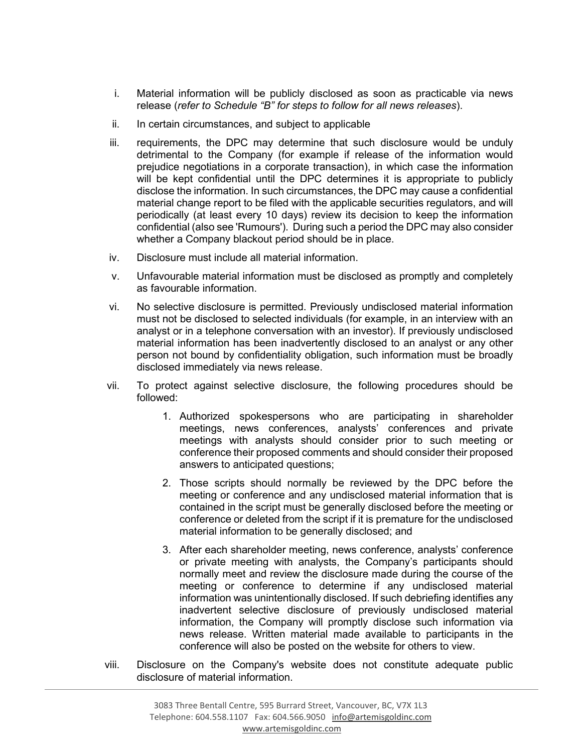i. Material information will be publicly disclosed as soon as practicable via news release (*refer to Schedule "B" for steps to follow for all news releases*).

ii. In certain circumstances, and subject to applicable

iii. requirements, the DPC may determine that such disclosure would be unduly detrimental to the Company (for example if release of the information would prejudice negotiations in a corporate transaction), in which case the information will be kept confidential until the DPC determines it is appropriate to publicly disclose the information. In such circumstances, the DPC may cause a confidential material change report to be filed with the applicable securities regulators, and will periodically (at least every 10 days) review its decision to keep the information confidential (also see 'Rumours'). During such a period the DPC may also consider whether a Company blackout period should be in place.

iv. Disclosure must include all material information.

v. Unfavourable material information must be disclosed as promptly and completely as favourable information.

vi. No selective disclosure is permitted. Previously undisclosed material information must not be disclosed to selected individuals (for example, in an interview with an analyst or in a telephone conversation with an investor). If previously undisclosed material information has been inadvertently disclosed to an analyst or any other person not bound by confidentiality obligation, such information must be broadly disclosed immediately via news release.

vii. To protect against selective disclosure, the following procedures should be followed:

   1. Authorized spokespersons who are participating in shareholder meetings, news conferences, analysts' conferences and private meetings with analysts should consider prior to such meeting or conference their proposed comments and should consider their proposed answers to anticipated questions;

   2. Those scripts should normally be reviewed by the DPC before the meeting or conference and any undisclosed material information that is contained in the script must be generally disclosed before the meeting or conference or deleted from the script if it is premature for the undisclosed material information to be generally disclosed; and

   3. After each shareholder meeting, news conference, analysts' conference or private meeting with analysts, the Company's participants should normally meet and review the disclosure made during the course of the meeting or conference to determine if any undisclosed material information was unintentionally disclosed. If such debriefing identifies any inadvertent selective disclosure of previously undisclosed material information, the Company will promptly disclose such information via news release. Written material made available to participants in the conference will also be posted on the website for others to view.

viii. Disclosure on the Company's website does not constitute adequate public disclosure of material information.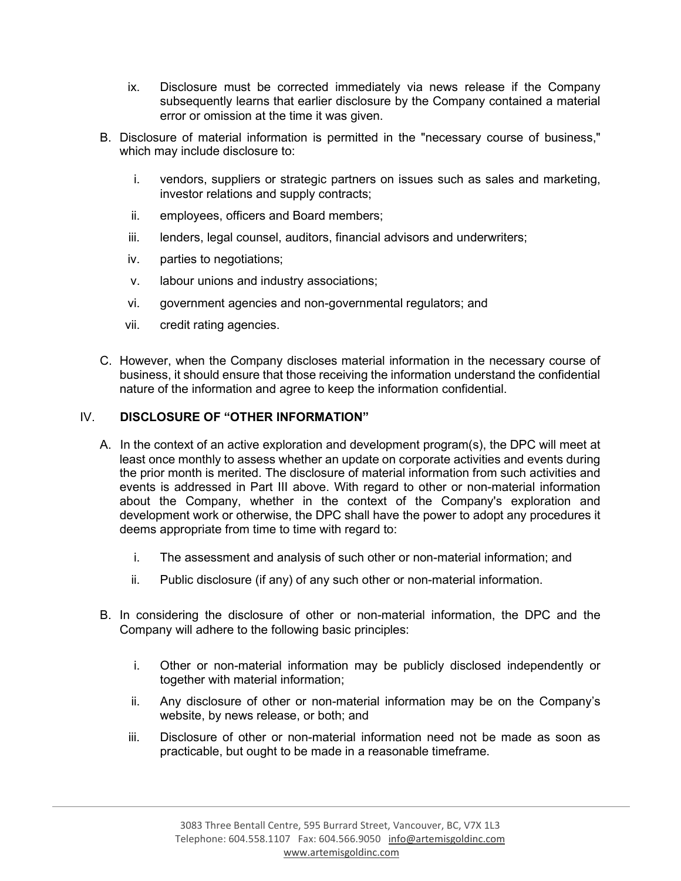ix. Disclosure must be corrected immediately via news release if the Company subsequently learns that earlier disclosure by the Company contained a material error or omission at the time it was given.

B. Disclosure of material information is permitted in the "necessary course of business," which may include disclosure to:

  i. vendors, suppliers or strategic partners on issues such as sales and marketing, investor relations and supply contracts;

  ii. employees, officers and Board members;

  iii. lenders, legal counsel, auditors, financial advisors and underwriters;

  iv. parties to negotiations;

  v. labour unions and industry associations;

  vi. government agencies and non-governmental regulators; and

  vii. credit rating agencies.

C. However, when the Company discloses material information in the necessary course of business, it should ensure that those receiving the information understand the confidential nature of the information and agree to keep the information confidential.

## IV. DISCLOSURE OF "OTHER INFORMATION"

A. In the context of an active exploration and development program(s), the DPC will meet at least once monthly to assess whether an update on corporate activities and events during the prior month is merited. The disclosure of material information from such activities and events is addressed in Part III above. With regard to other or non-material information about the Company, whether in the context of the Company's exploration and development work or otherwise, the DPC shall have the power to adopt any procedures it deems appropriate from time to time with regard to:

  i. The assessment and analysis of such other or non-material information; and

  ii. Public disclosure (if any) of any such other or non-material information.

B. In considering the disclosure of other or non-material information, the DPC and the Company will adhere to the following basic principles:

  i. Other or non-material information may be publicly disclosed independently or together with material information;

  ii. Any disclosure of other or non-material information may be on the Company's website, by news release, or both; and

  iii. Disclosure of other or non-material information need not be made as soon as practicable, but ought to be made in a reasonable timeframe.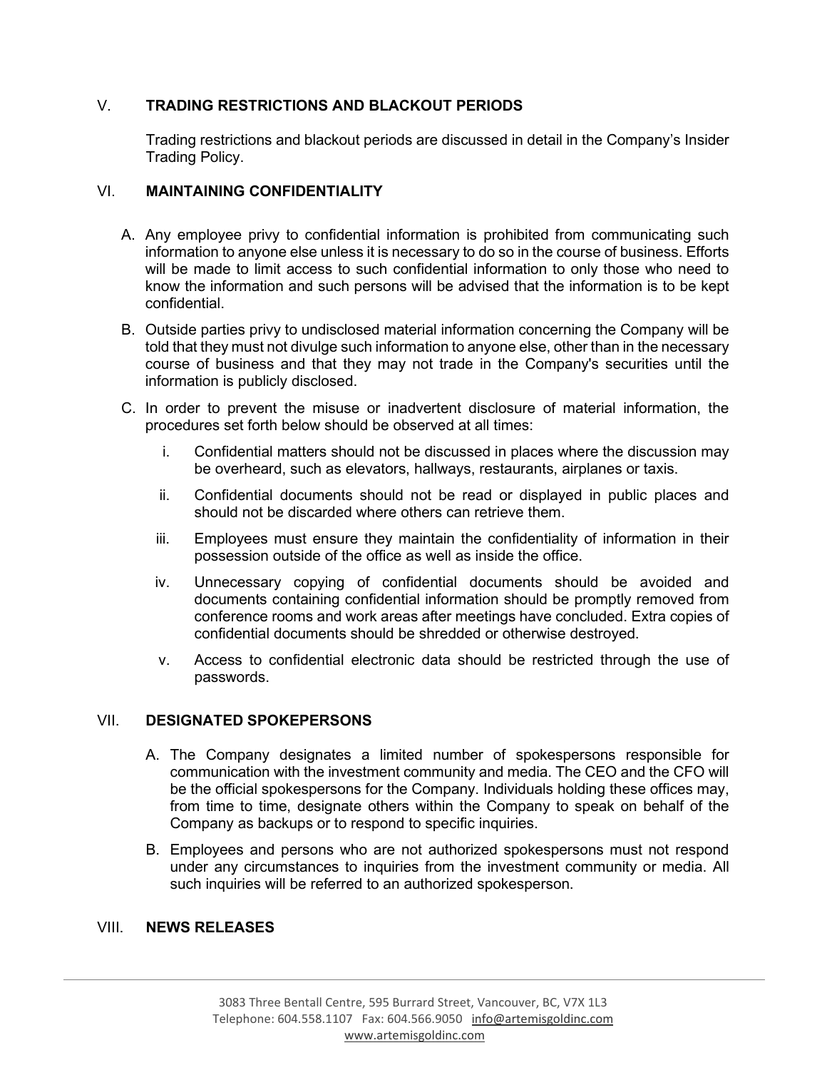## V. TRADING RESTRICTIONS AND BLACKOUT PERIODS

Trading restrictions and blackout periods are discussed in detail in the Company's Insider Trading Policy.

## VI. MAINTAINING CONFIDENTIALITY

A. Any employee privy to confidential information is prohibited from communicating such information to anyone else unless it is necessary to do so in the course of business. Efforts will be made to limit access to such confidential information to only those who need to know the information and such persons will be advised that the information is to be kept confidential.

B. Outside parties privy to undisclosed material information concerning the Company will be told that they must not divulge such information to anyone else, other than in the necessary course of business and that they may not trade in the Company's securities until the information is publicly disclosed.

C. In order to prevent the misuse or inadvertent disclosure of material information, the procedures set forth below should be observed at all times:

   i. Confidential matters should not be discussed in places where the discussion may be overheard, such as elevators, hallways, restaurants, airplanes or taxis.

   ii. Confidential documents should not be read or displayed in public places and should not be discarded where others can retrieve them.

   iii. Employees must ensure they maintain the confidentiality of information in their possession outside of the office as well as inside the office.

   iv. Unnecessary copying of confidential documents should be avoided and documents containing confidential information should be promptly removed from conference rooms and work areas after meetings have concluded. Extra copies of confidential documents should be shredded or otherwise destroyed.

   v. Access to confidential electronic data should be restricted through the use of passwords.

## VII. DESIGNATED SPOKEPERSONS

A. The Company designates a limited number of spokespersons responsible for communication with the investment community and media. The CEO and the CFO will be the official spokespersons for the Company. Individuals holding these offices may, from time to time, designate others within the Company to speak on behalf of the Company as backups or to respond to specific inquiries.

B. Employees and persons who are not authorized spokespersons must not respond under any circumstances to inquiries from the investment community or media. All such inquiries will be referred to an authorized spokesperson.

## VIII. NEWS RELEASES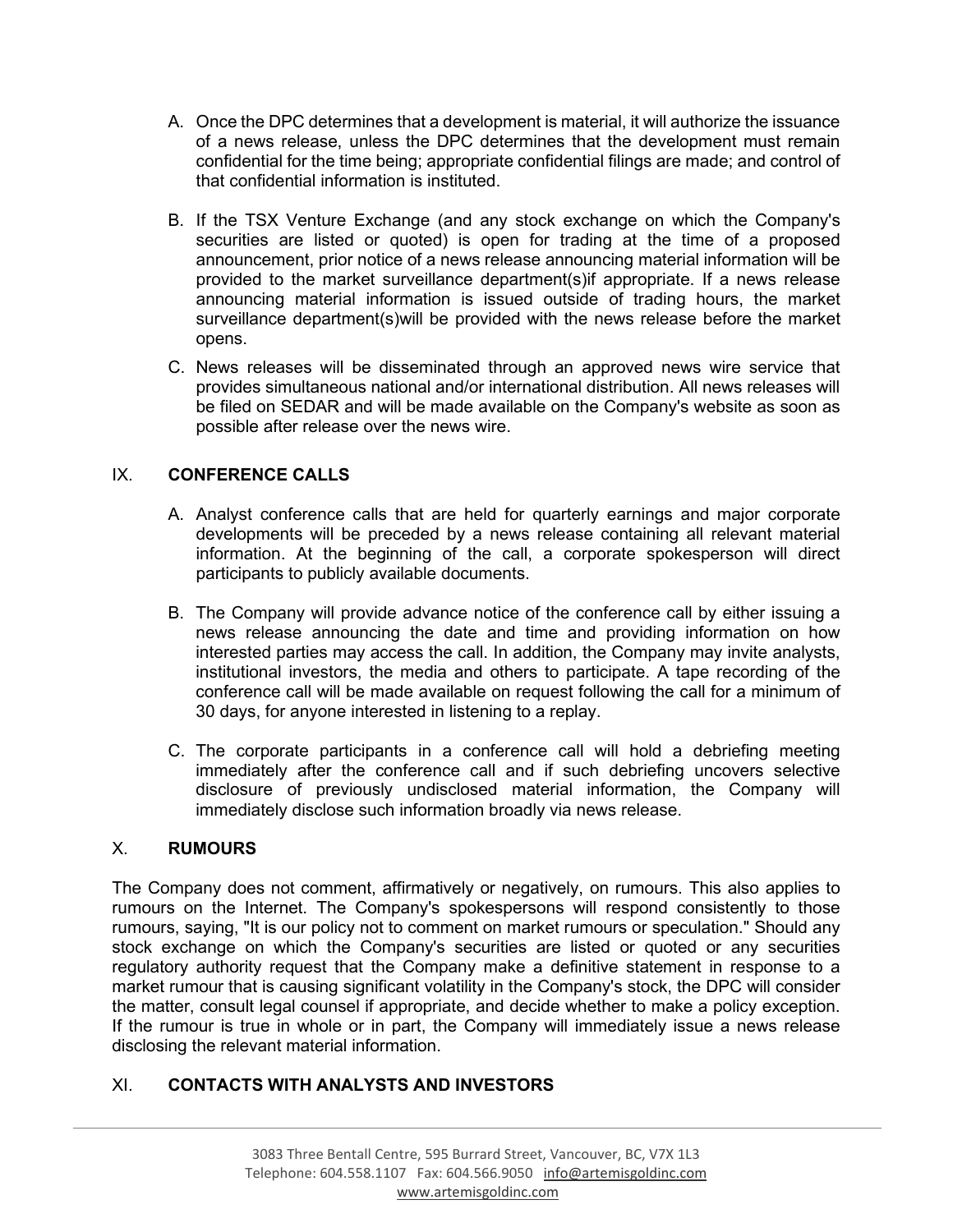A. Once the DPC determines that a development is material, it will authorize the issuance of a news release, unless the DPC determines that the development must remain confidential for the time being; appropriate confidential filings are made; and control of that confidential information is instituted.

B. If the TSX Venture Exchange (and any stock exchange on which the Company's securities are listed or quoted) is open for trading at the time of a proposed announcement, prior notice of a news release announcing material information will be provided to the market surveillance department(s)if appropriate. If a news release announcing material information is issued outside of trading hours, the market surveillance department(s)will be provided with the news release before the market opens.

C. News releases will be disseminated through an approved news wire service that provides simultaneous national and/or international distribution. All news releases will be filed on SEDAR and will be made available on the Company's website as soon as possible after release over the news wire.

## IX. CONFERENCE CALLS

A. Analyst conference calls that are held for quarterly earnings and major corporate developments will be preceded by a news release containing all relevant material information. At the beginning of the call, a corporate spokesperson will direct participants to publicly available documents.

B. The Company will provide advance notice of the conference call by either issuing a news release announcing the date and time and providing information on how interested parties may access the call. In addition, the Company may invite analysts, institutional investors, the media and others to participate. A tape recording of the conference call will be made available on request following the call for a minimum of 30 days, for anyone interested in listening to a replay.

C. The corporate participants in a conference call will hold a debriefing meeting immediately after the conference call and if such debriefing uncovers selective disclosure of previously undisclosed material information, the Company will immediately disclose such information broadly via news release.

## X. RUMOURS

The Company does not comment, affirmatively or negatively, on rumours. This also applies to rumours on the Internet. The Company's spokespersons will respond consistently to those rumours, saying, "It is our policy not to comment on market rumours or speculation." Should any stock exchange on which the Company's securities are listed or quoted or any securities regulatory authority request that the Company make a definitive statement in response to a market rumour that is causing significant volatility in the Company's stock, the DPC will consider the matter, consult legal counsel if appropriate, and decide whether to make a policy exception. If the rumour is true in whole or in part, the Company will immediately issue a news release disclosing the relevant material information.

## XI. CONTACTS WITH ANALYSTS AND INVESTORS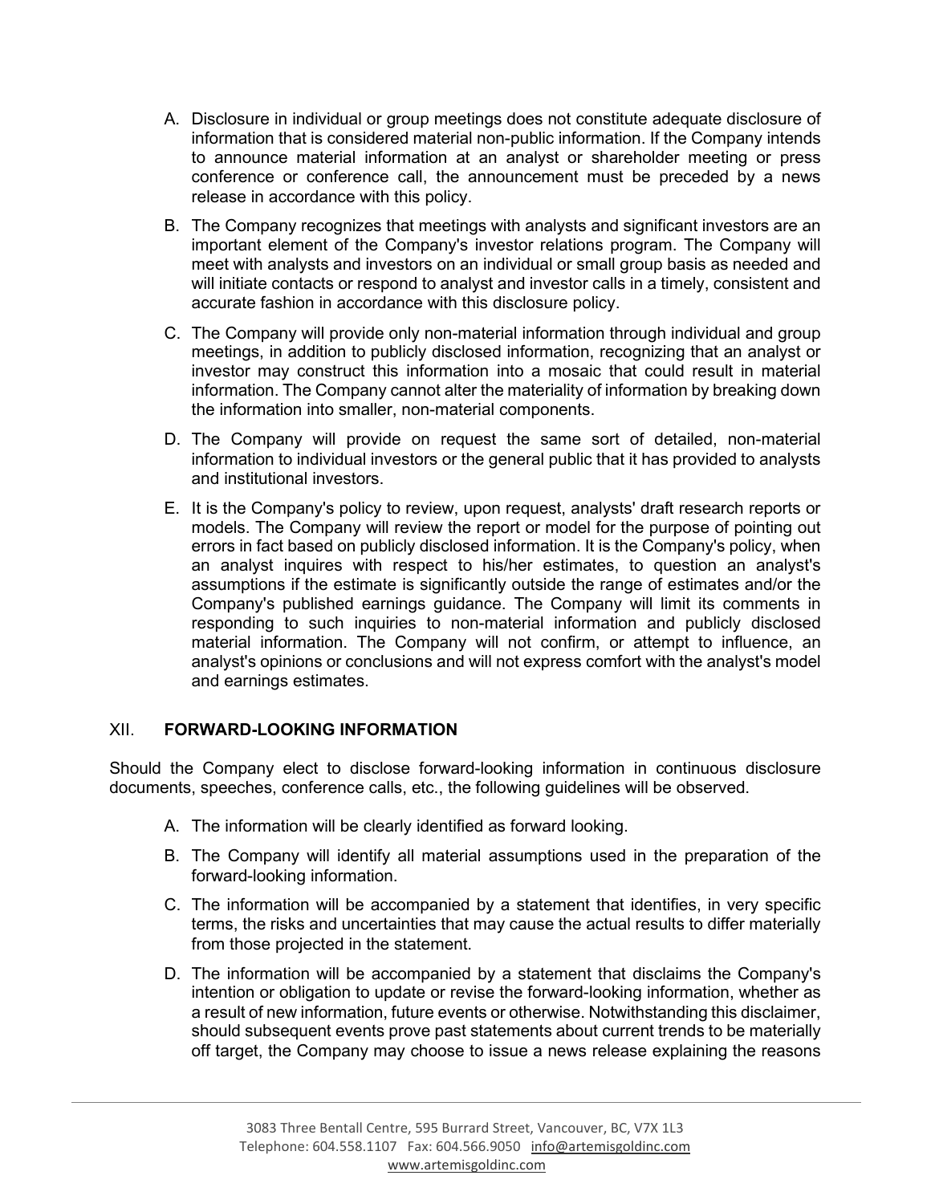A. Disclosure in individual or group meetings does not constitute adequate disclosure of information that is considered material non-public information. If the Company intends to announce material information at an analyst or shareholder meeting or press conference or conference call, the announcement must be preceded by a news release in accordance with this policy.

B. The Company recognizes that meetings with analysts and significant investors are an important element of the Company's investor relations program. The Company will meet with analysts and investors on an individual or small group basis as needed and will initiate contacts or respond to analyst and investor calls in a timely, consistent and accurate fashion in accordance with this disclosure policy.

C. The Company will provide only non-material information through individual and group meetings, in addition to publicly disclosed information, recognizing that an analyst or investor may construct this information into a mosaic that could result in material information. The Company cannot alter the materiality of information by breaking down the information into smaller, non-material components.

D. The Company will provide on request the same sort of detailed, non-material information to individual investors or the general public that it has provided to analysts and institutional investors.

E. It is the Company's policy to review, upon request, analysts' draft research reports or models. The Company will review the report or model for the purpose of pointing out errors in fact based on publicly disclosed information. It is the Company's policy, when an analyst inquires with respect to his/her estimates, to question an analyst's assumptions if the estimate is significantly outside the range of estimates and/or the Company's published earnings guidance. The Company will limit its comments in responding to such inquiries to non-material information and publicly disclosed material information. The Company will not confirm, or attempt to influence, an analyst's opinions or conclusions and will not express comfort with the analyst's model and earnings estimates.

## XII. FORWARD-LOOKING INFORMATION

Should the Company elect to disclose forward-looking information in continuous disclosure documents, speeches, conference calls, etc., the following guidelines will be observed.

A. The information will be clearly identified as forward looking.

B. The Company will identify all material assumptions used in the preparation of the forward-looking information.

C. The information will be accompanied by a statement that identifies, in very specific terms, the risks and uncertainties that may cause the actual results to differ materially from those projected in the statement.

D. The information will be accompanied by a statement that disclaims the Company's intention or obligation to update or revise the forward-looking information, whether as a result of new information, future events or otherwise. Notwithstanding this disclaimer, should subsequent events prove past statements about current trends to be materially off target, the Company may choose to issue a news release explaining the reasons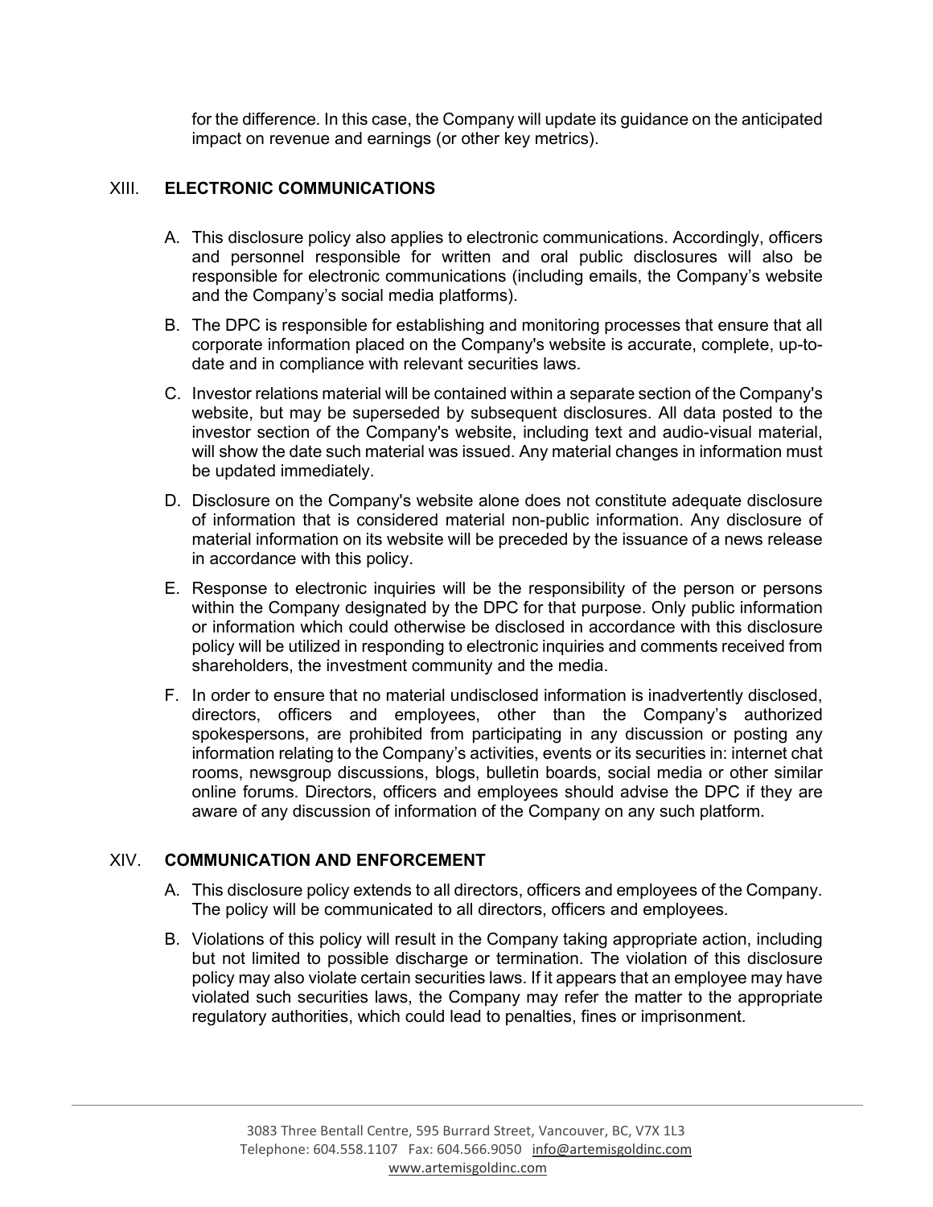for the difference. In this case, the Company will update its guidance on the anticipated impact on revenue and earnings (or other key metrics).

## XIII. ELECTRONIC COMMUNICATIONS

A. This disclosure policy also applies to electronic communications. Accordingly, officers and personnel responsible for written and oral public disclosures will also be responsible for electronic communications (including emails, the Company's website and the Company's social media platforms).

B. The DPC is responsible for establishing and monitoring processes that ensure that all corporate information placed on the Company's website is accurate, complete, up-to-date and in compliance with relevant securities laws.

C. Investor relations material will be contained within a separate section of the Company's website, but may be superseded by subsequent disclosures. All data posted to the investor section of the Company's website, including text and audio-visual material, will show the date such material was issued. Any material changes in information must be updated immediately.

D. Disclosure on the Company's website alone does not constitute adequate disclosure of information that is considered material non-public information. Any disclosure of material information on its website will be preceded by the issuance of a news release in accordance with this policy.

E. Response to electronic inquiries will be the responsibility of the person or persons within the Company designated by the DPC for that purpose. Only public information or information which could otherwise be disclosed in accordance with this disclosure policy will be utilized in responding to electronic inquiries and comments received from shareholders, the investment community and the media.

F. In order to ensure that no material undisclosed information is inadvertently disclosed, directors, officers and employees, other than the Company's authorized spokespersons, are prohibited from participating in any discussion or posting any information relating to the Company's activities, events or its securities in: internet chat rooms, newsgroup discussions, blogs, bulletin boards, social media or other similar online forums. Directors, officers and employees should advise the DPC if they are aware of any discussion of information of the Company on any such platform.

## XIV. COMMUNICATION AND ENFORCEMENT

A. This disclosure policy extends to all directors, officers and employees of the Company. The policy will be communicated to all directors, officers and employees.

B. Violations of this policy will result in the Company taking appropriate action, including but not limited to possible discharge or termination. The violation of this disclosure policy may also violate certain securities laws. If it appears that an employee may have violated such securities laws, the Company may refer the matter to the appropriate regulatory authorities, which could lead to penalties, fines or imprisonment.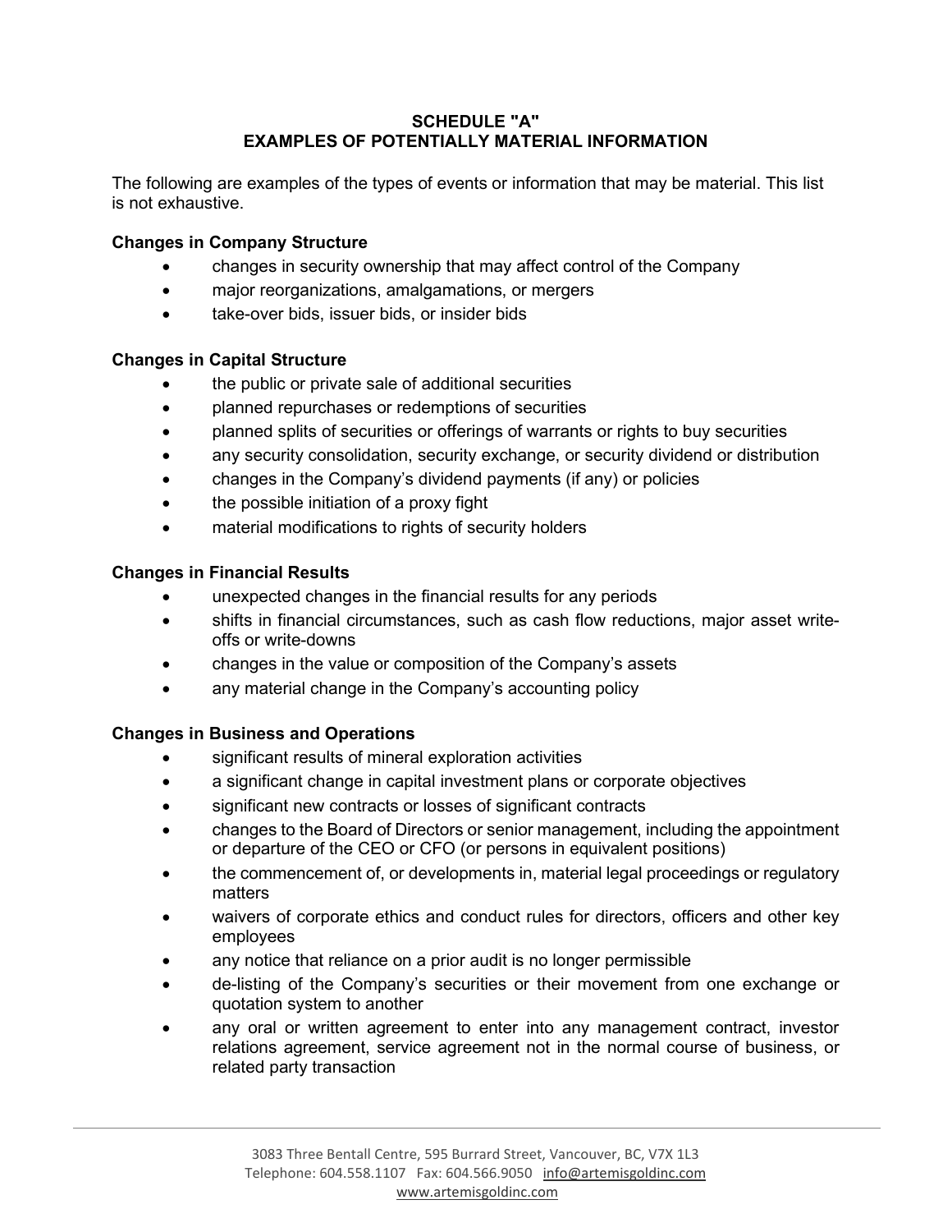# SCHEDULE "A"
# EXAMPLES OF POTENTIALLY MATERIAL INFORMATION

The following are examples of the types of events or information that may be material. This list is not exhaustive.

**Changes in Company Structure**

- changes in security ownership that may affect control of the Company
- major reorganizations, amalgamations, or mergers
- take-over bids, issuer bids, or insider bids

**Changes in Capital Structure**

- the public or private sale of additional securities
- planned repurchases or redemptions of securities
- planned splits of securities or offerings of warrants or rights to buy securities
- any security consolidation, security exchange, or security dividend or distribution
- changes in the Company's dividend payments (if any) or policies
- the possible initiation of a proxy fight
- material modifications to rights of security holders

**Changes in Financial Results**

- unexpected changes in the financial results for any periods
- shifts in financial circumstances, such as cash flow reductions, major asset write-offs or write-downs
- changes in the value or composition of the Company's assets
- any material change in the Company's accounting policy

**Changes in Business and Operations**

- significant results of mineral exploration activities
- a significant change in capital investment plans or corporate objectives
- significant new contracts or losses of significant contracts
- changes to the Board of Directors or senior management, including the appointment or departure of the CEO or CFO (or persons in equivalent positions)
- the commencement of, or developments in, material legal proceedings or regulatory matters
- waivers of corporate ethics and conduct rules for directors, officers and other key employees
- any notice that reliance on a prior audit is no longer permissible
- de-listing of the Company's securities or their movement from one exchange or quotation system to another
- any oral or written agreement to enter into any management contract, investor relations agreement, service agreement not in the normal course of business, or related party transaction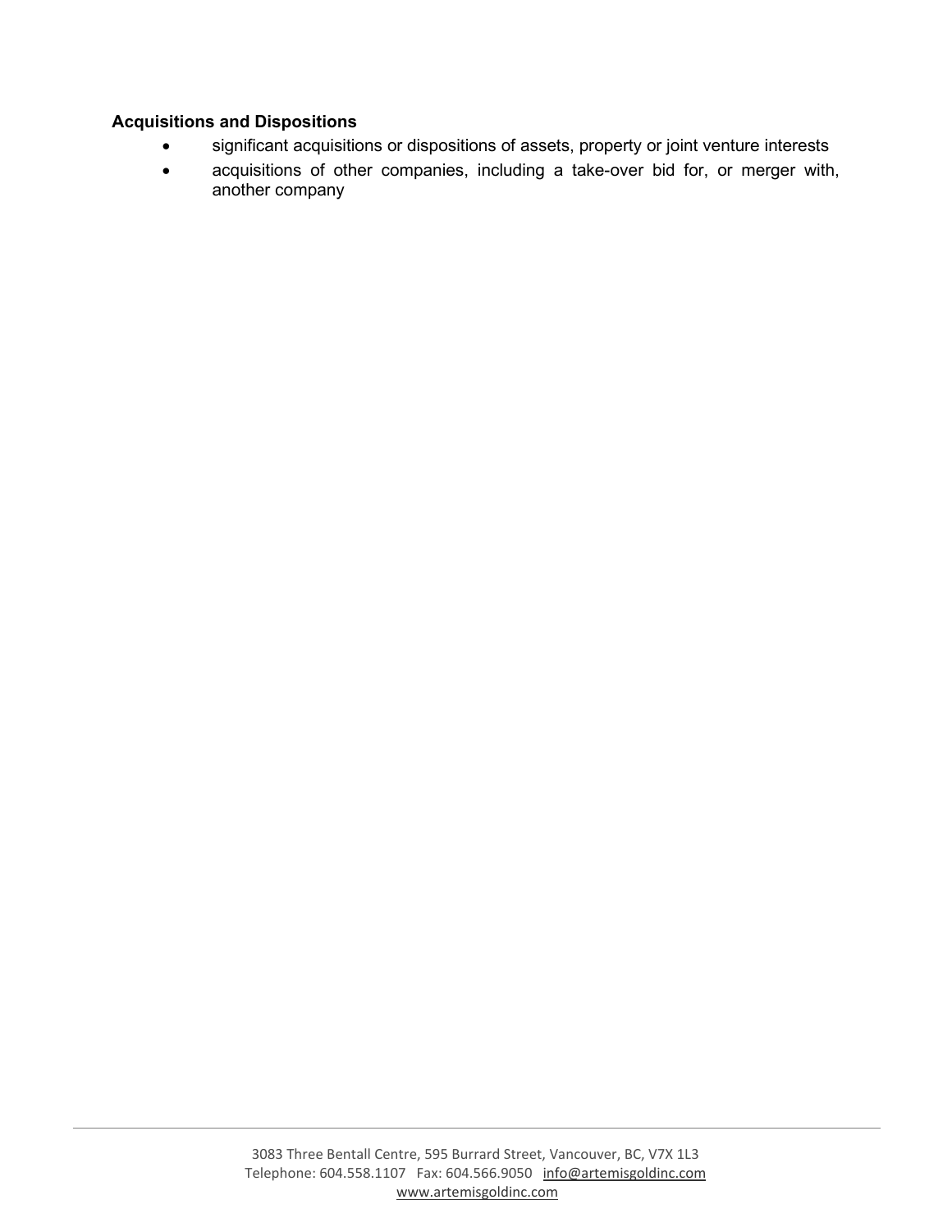**Acquisitions and Dispositions**

- significant acquisitions or dispositions of assets, property or joint venture interests
- acquisitions of other companies, including a take-over bid for, or merger with, another company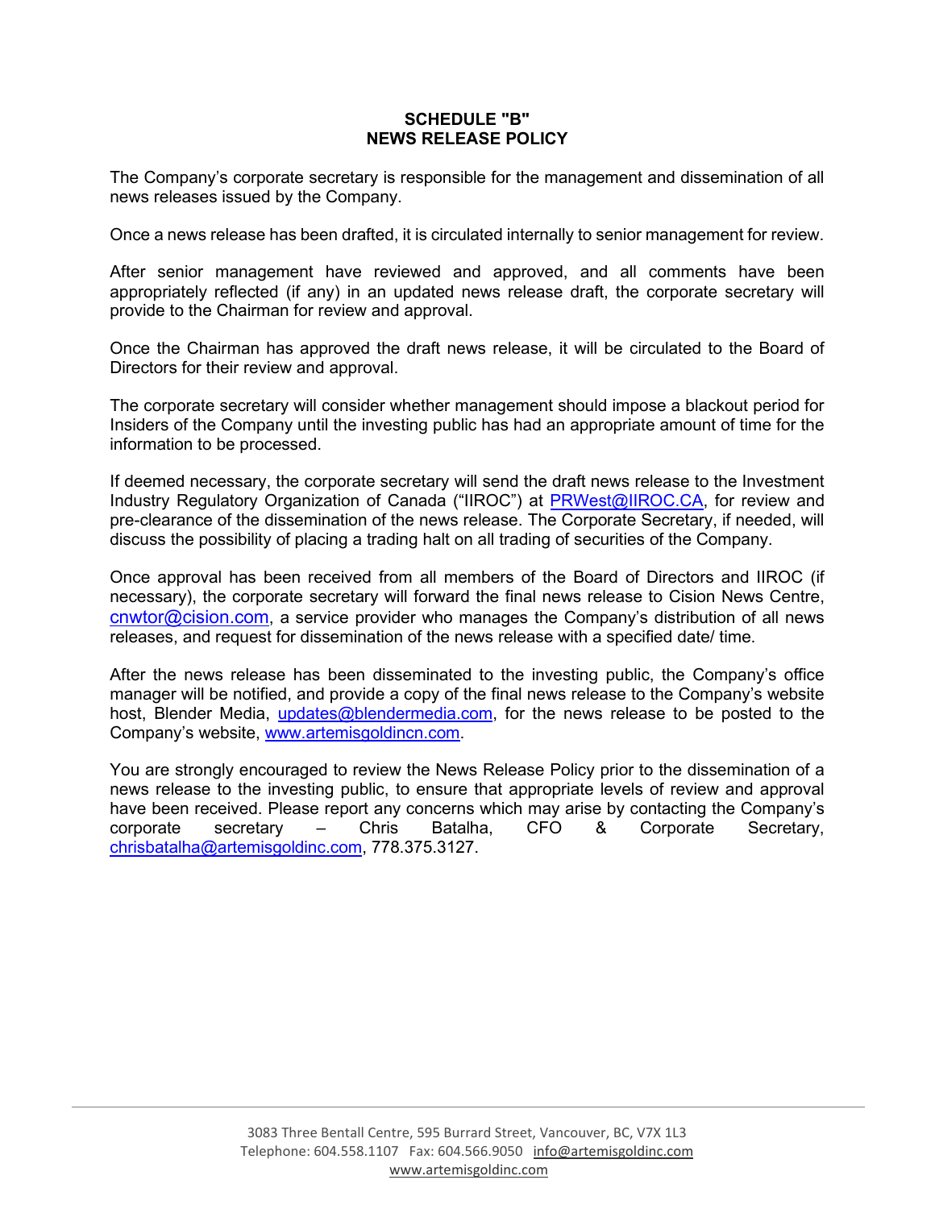# SCHEDULE "B"
# NEWS RELEASE POLICY

The Company's corporate secretary is responsible for the management and dissemination of all news releases issued by the Company.

Once a news release has been drafted, it is circulated internally to senior management for review.

After senior management have reviewed and approved, and all comments have been appropriately reflected (if any) in an updated news release draft, the corporate secretary will provide to the Chairman for review and approval.

Once the Chairman has approved the draft news release, it will be circulated to the Board of Directors for their review and approval.

The corporate secretary will consider whether management should impose a blackout period for Insiders of the Company until the investing public has had an appropriate amount of time for the information to be processed.

If deemed necessary, the corporate secretary will send the draft news release to the Investment Industry Regulatory Organization of Canada ("IIROC") at PRWest@IIROC.CA, for review and pre-clearance of the dissemination of the news release. The Corporate Secretary, if needed, will discuss the possibility of placing a trading halt on all trading of securities of the Company.

Once approval has been received from all members of the Board of Directors and IIROC (if necessary), the corporate secretary will forward the final news release to Cision News Centre, cnwtor@cision.com, a service provider who manages the Company's distribution of all news releases, and request for dissemination of the news release with a specified date/ time.

After the news release has been disseminated to the investing public, the Company's office manager will be notified, and provide a copy of the final news release to the Company's website host, Blender Media, updates@blendermedia.com, for the news release to be posted to the Company's website, www.artemisgoldincn.com.

You are strongly encouraged to review the News Release Policy prior to the dissemination of a news release to the investing public, to ensure that appropriate levels of review and approval have been received. Please report any concerns which may arise by contacting the Company's corporate secretary – Chris Batalha, CFO & Corporate Secretary, chrisbatalha@artemisgoldinc.com, 778.375.3127.